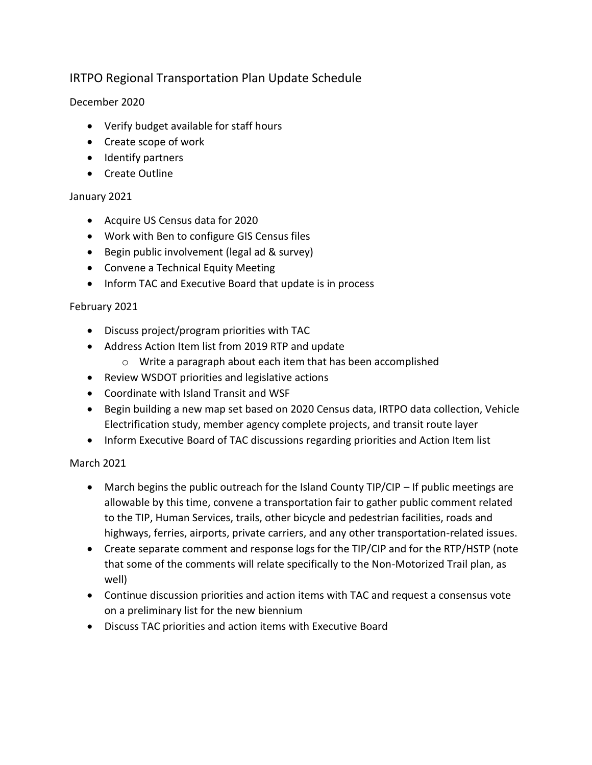# IRTPO Regional Transportation Plan Update Schedule

December 2020

- Verify budget available for staff hours
- Create scope of work
- Identify partners
- Create Outline

January 2021

- Acquire US Census data for 2020
- Work with Ben to configure GIS Census files
- Begin public involvement (legal ad & survey)
- Convene a Technical Equity Meeting
- Inform TAC and Executive Board that update is in process

February 2021

- Discuss project/program priorities with TAC
- Address Action Item list from 2019 RTP and update
  - Write a paragraph about each item that has been accomplished
- Review WSDOT priorities and legislative actions
- Coordinate with Island Transit and WSF
- Begin building a new map set based on 2020 Census data, IRTPO data collection, Vehicle Electrification study, member agency complete projects, and transit route layer
- Inform Executive Board of TAC discussions regarding priorities and Action Item list

March 2021

- March begins the public outreach for the Island County TIP/CIP – If public meetings are allowable by this time, convene a transportation fair to gather public comment related to the TIP, Human Services, trails, other bicycle and pedestrian facilities, roads and highways, ferries, airports, private carriers, and any other transportation-related issues.
- Create separate comment and response logs for the TIP/CIP and for the RTP/HSTP (note that some of the comments will relate specifically to the Non-Motorized Trail plan, as well)
- Continue discussion priorities and action items with TAC and request a consensus vote on a preliminary list for the new biennium
- Discuss TAC priorities and action items with Executive Board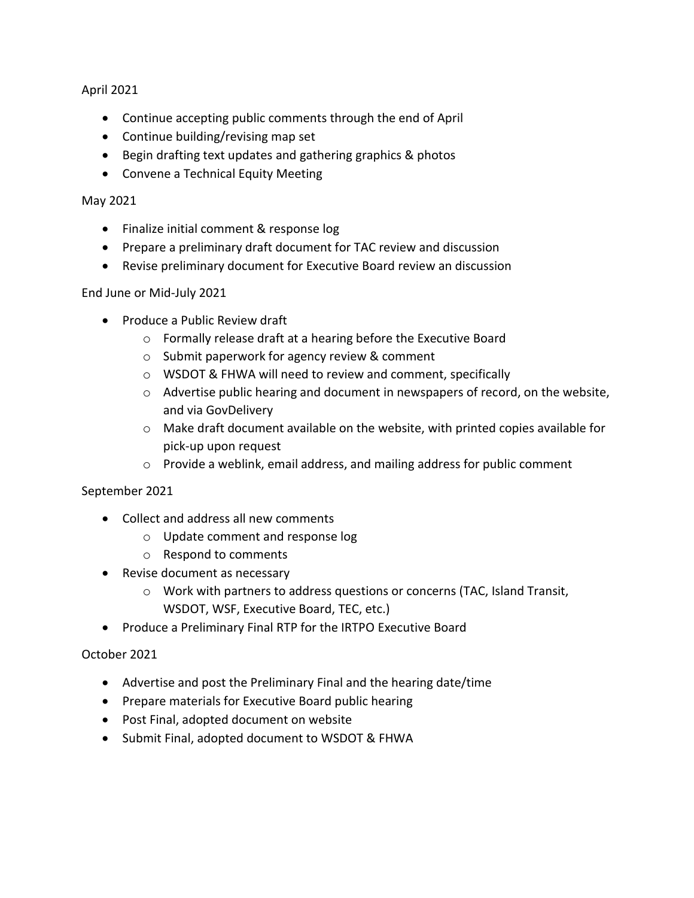April 2021

- Continue accepting public comments through the end of April
- Continue building/revising map set
- Begin drafting text updates and gathering graphics & photos
- Convene a Technical Equity Meeting

May 2021

- Finalize initial comment & response log
- Prepare a preliminary draft document for TAC review and discussion
- Revise preliminary document for Executive Board review an discussion

End June or Mid-July 2021

- Produce a Public Review draft
  - Formally release draft at a hearing before the Executive Board
  - Submit paperwork for agency review & comment
  - WSDOT & FHWA will need to review and comment, specifically
  - Advertise public hearing and document in newspapers of record, on the website, and via GovDelivery
  - Make draft document available on the website, with printed copies available for pick-up upon request
  - Provide a weblink, email address, and mailing address for public comment

September 2021

- Collect and address all new comments
  - Update comment and response log
  - Respond to comments
- Revise document as necessary
  - Work with partners to address questions or concerns (TAC, Island Transit, WSDOT, WSF, Executive Board, TEC, etc.)
- Produce a Preliminary Final RTP for the IRTPO Executive Board

October 2021

- Advertise and post the Preliminary Final and the hearing date/time
- Prepare materials for Executive Board public hearing
- Post Final, adopted document on website
- Submit Final, adopted document to WSDOT & FHWA